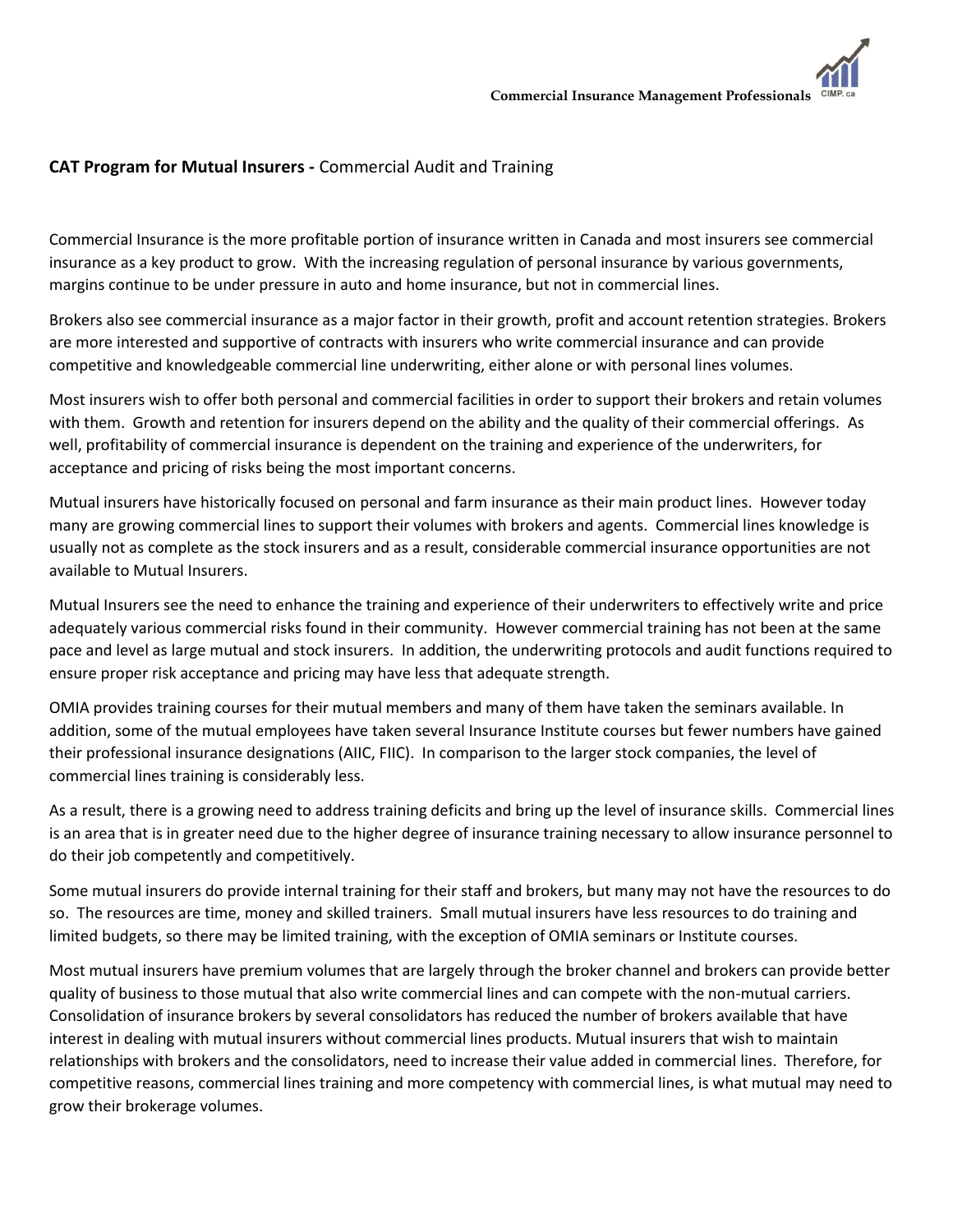Commercial Insurance Management Professionals

## **CAT Program for Mutual Insurers -** Commercial Audit and Training

Commercial Insurance is the more profitable portion of insurance written in Canada and most insurers see commercial insurance as a key product to grow. With the increasing regulation of personal insurance by various governments, margins continue to be under pressure in auto and home insurance, but not in commercial lines.

Brokers also see commercial insurance as a major factor in their growth, profit and account retention strategies. Brokers are more interested and supportive of contracts with insurers who write commercial insurance and can provide competitive and knowledgeable commercial line underwriting, either alone or with personal lines volumes.

Most insurers wish to offer both personal and commercial facilities in order to support their brokers and retain volumes with them. Growth and retention for insurers depend on the ability and the quality of their commercial offerings. As well, profitability of commercial insurance is dependent on the training and experience of the underwriters, for acceptance and pricing of risks being the most important concerns.

Mutual insurers have historically focused on personal and farm insurance as their main product lines. However today many are growing commercial lines to support their volumes with brokers and agents. Commercial lines knowledge is usually not as complete as the stock insurers and as a result, considerable commercial insurance opportunities are not available to Mutual Insurers.

Mutual Insurers see the need to enhance the training and experience of their underwriters to effectively write and price adequately various commercial risks found in their community. However commercial training has not been at the same pace and level as large mutual and stock insurers. In addition, the underwriting protocols and audit functions required to ensure proper risk acceptance and pricing may have less that adequate strength.

OMIA provides training courses for their mutual members and many of them have taken the seminars available. In addition, some of the mutual employees have taken several Insurance Institute courses but fewer numbers have gained their professional insurance designations (AIIC, FIIC). In comparison to the larger stock companies, the level of commercial lines training is considerably less.

As a result, there is a growing need to address training deficits and bring up the level of insurance skills. Commercial lines is an area that is in greater need due to the higher degree of insurance training necessary to allow insurance personnel to do their job competently and competitively.

Some mutual insurers do provide internal training for their staff and brokers, but many may not have the resources to do so. The resources are time, money and skilled trainers. Small mutual insurers have less resources to do training and limited budgets, so there may be limited training, with the exception of OMIA seminars or Institute courses.

Most mutual insurers have premium volumes that are largely through the broker channel and brokers can provide better quality of business to those mutual that also write commercial lines and can compete with the non-mutual carriers. Consolidation of insurance brokers by several consolidators has reduced the number of brokers available that have interest in dealing with mutual insurers without commercial lines products. Mutual insurers that wish to maintain relationships with brokers and the consolidators, need to increase their value added in commercial lines. Therefore, for competitive reasons, commercial lines training and more competency with commercial lines, is what mutual may need to grow their brokerage volumes.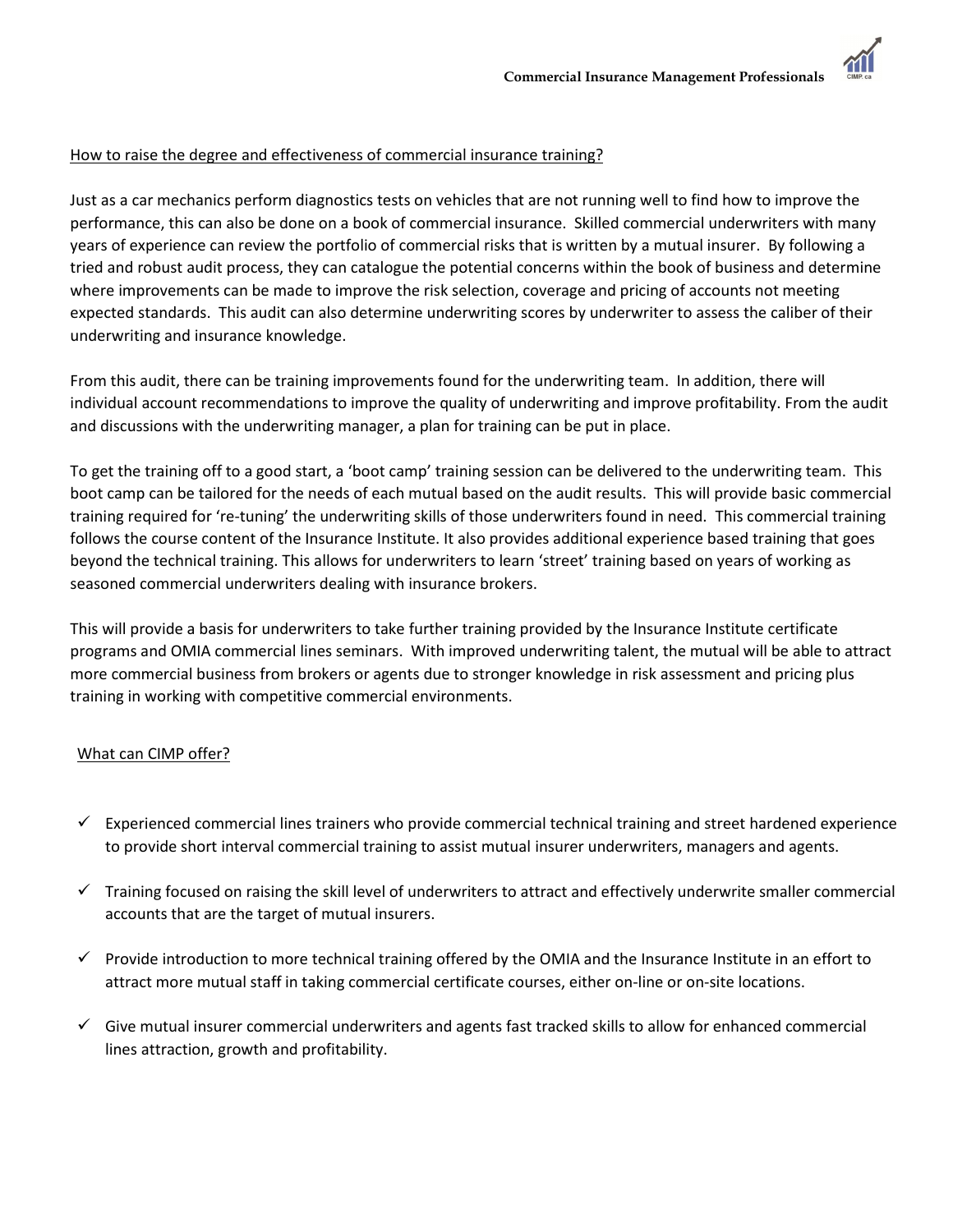How to raise the degree and effectiveness of commercial insurance training?

Just as a car mechanics perform diagnostics tests on vehicles that are not running well to find how to improve the performance, this can also be done on a book of commercial insurance. Skilled commercial underwriters with many years of experience can review the portfolio of commercial risks that is written by a mutual insurer. By following a tried and robust audit process, they can catalogue the potential concerns within the book of business and determine where improvements can be made to improve the risk selection, coverage and pricing of accounts not meeting expected standards. This audit can also determine underwriting scores by underwriter to assess the caliber of their underwriting and insurance knowledge.

From this audit, there can be training improvements found for the underwriting team. In addition, there will individual account recommendations to improve the quality of underwriting and improve profitability. From the audit and discussions with the underwriting manager, a plan for training can be put in place.

To get the training off to a good start, a 'boot camp' training session can be delivered to the underwriting team. This boot camp can be tailored for the needs of each mutual based on the audit results. This will provide basic commercial training required for 're-tuning' the underwriting skills of those underwriters found in need. This commercial training follows the course content of the Insurance Institute. It also provides additional experience based training that goes beyond the technical training. This allows for underwriters to learn 'street' training based on years of working as seasoned commercial underwriters dealing with insurance brokers.

This will provide a basis for underwriters to take further training provided by the Insurance Institute certificate programs and OMIA commercial lines seminars. With improved underwriting talent, the mutual will be able to attract more commercial business from brokers or agents due to stronger knowledge in risk assessment and pricing plus training in working with competitive commercial environments.

What can CIMP offer?

- ✓ Experienced commercial lines trainers who provide commercial technical training and street hardened experience to provide short interval commercial training to assist mutual insurer underwriters, managers and agents.
- ✓ Training focused on raising the skill level of underwriters to attract and effectively underwrite smaller commercial accounts that are the target of mutual insurers.
- ✓ Provide introduction to more technical training offered by the OMIA and the Insurance Institute in an effort to attract more mutual staff in taking commercial certificate courses, either on-line or on-site locations.
- ✓ Give mutual insurer commercial underwriters and agents fast tracked skills to allow for enhanced commercial lines attraction, growth and profitability.